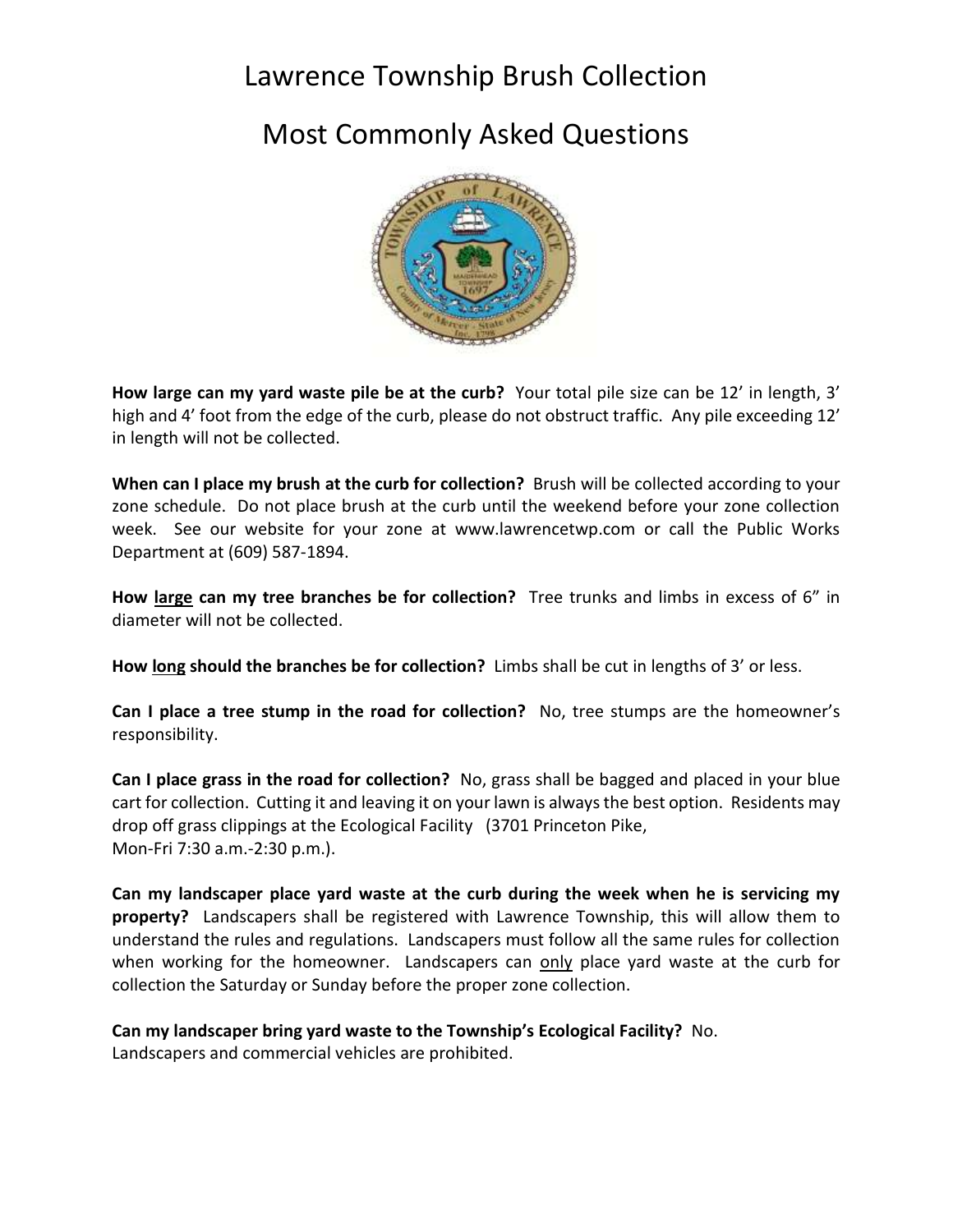# Lawrence Township Brush Collection

## Most Commonly Asked Questions

**How large can my yard waste pile be at the curb?** Your total pile size can be 12' in length, 3' high and 4' foot from the edge of the curb, please do not obstruct traffic. Any pile exceeding 12' in length will not be collected.

**When can I place my brush at the curb for collection?** Brush will be collected according to your zone schedule. Do not place brush at the curb until the weekend before your zone collection week. See our website for your zone at www.lawrencetwp.com or call the Public Works Department at (609) 587-1894.

**How <u>large</u> can my tree branches be for collection?** Tree trunks and limbs in excess of 6" in diameter will not be collected.

**How <u>long</u> should the branches be for collection?** Limbs shall be cut in lengths of 3' or less.

**Can I place a tree stump in the road for collection?** No, tree stumps are the homeowner's responsibility.

**Can I place grass in the road for collection?** No, grass shall be bagged and placed in your blue cart for collection. Cutting it and leaving it on your lawn is always the best option. Residents may drop off grass clippings at the Ecological Facility (3701 Princeton Pike, Mon-Fri 7:30 a.m.-2:30 p.m.).

**Can my landscaper place yard waste at the curb during the week when he is servicing my property?** Landscapers shall be registered with Lawrence Township, this will allow them to understand the rules and regulations. Landscapers must follow all the same rules for collection when working for the homeowner. Landscapers can <u>only</u> place yard waste at the curb for collection the Saturday or Sunday before the proper zone collection.

**Can my landscaper bring yard waste to the Township's Ecological Facility?** No. Landscapers and commercial vehicles are prohibited.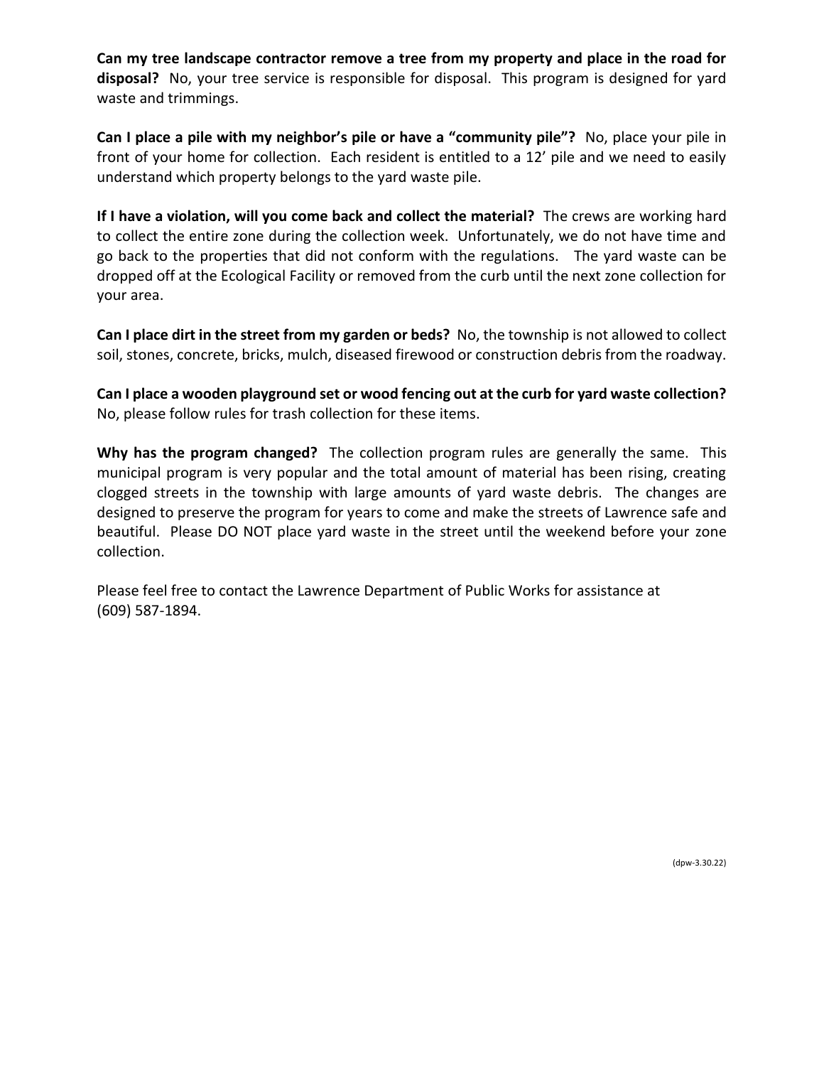**Can my tree landscape contractor remove a tree from my property and place in the road for disposal?** No, your tree service is responsible for disposal. This program is designed for yard waste and trimmings.

**Can I place a pile with my neighbor's pile or have a "community pile"?** No, place your pile in front of your home for collection. Each resident is entitled to a 12' pile and we need to easily understand which property belongs to the yard waste pile.

**If I have a violation, will you come back and collect the material?** The crews are working hard to collect the entire zone during the collection week. Unfortunately, we do not have time and go back to the properties that did not conform with the regulations. The yard waste can be dropped off at the Ecological Facility or removed from the curb until the next zone collection for your area.

**Can I place dirt in the street from my garden or beds?** No, the township is not allowed to collect soil, stones, concrete, bricks, mulch, diseased firewood or construction debris from the roadway.

**Can I place a wooden playground set or wood fencing out at the curb for yard waste collection?** No, please follow rules for trash collection for these items.

**Why has the program changed?** The collection program rules are generally the same. This municipal program is very popular and the total amount of material has been rising, creating clogged streets in the township with large amounts of yard waste debris. The changes are designed to preserve the program for years to come and make the streets of Lawrence safe and beautiful. Please DO NOT place yard waste in the street until the weekend before your zone collection.

Please feel free to contact the Lawrence Department of Public Works for assistance at (609) 587-1894.

(dpw-3.30.22)